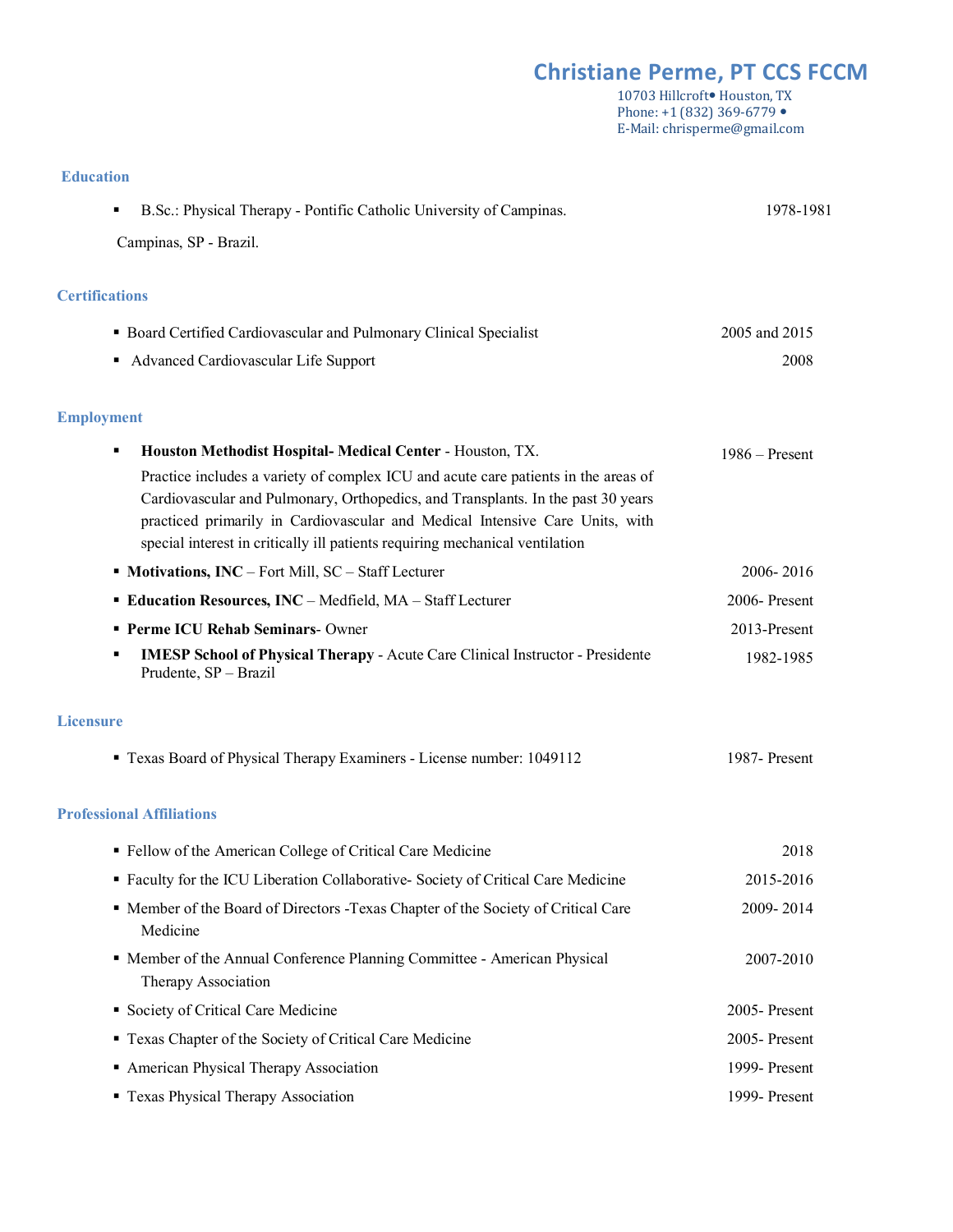# Christiane Perme, PT CCS FCCM

10703 Hillcroft• Houston, TX
Phone: +1 (832) 369-6779 •
E-Mail: chrisperme@gmail.com

## Education

- B.Sc.: Physical Therapy - Pontific Catholic University of Campinas. — 1978-1981

  Campinas, SP - Brazil.

## Certifications

- Board Certified Cardiovascular and Pulmonary Clinical Specialist — 2005 and 2015
- Advanced Cardiovascular Life Support — 2008

## Employment

- **Houston Methodist Hospital- Medical Center** - Houston, TX. — 1986 – Present

  Practice includes a variety of complex ICU and acute care patients in the areas of Cardiovascular and Pulmonary, Orthopedics, and Transplants. In the past 30 years practiced primarily in Cardiovascular and Medical Intensive Care Units, with special interest in critically ill patients requiring mechanical ventilation
- **Motivations, INC** – Fort Mill, SC – Staff Lecturer — 2006- 2016
- **Education Resources, INC** – Medfield, MA – Staff Lecturer — 2006- Present
- **Perme ICU Rehab Seminars**- Owner — 2013-Present
- **IMESP School of Physical Therapy** - Acute Care Clinical Instructor - Presidente Prudente, SP – Brazil — 1982-1985

## Licensure

- Texas Board of Physical Therapy Examiners - License number: 1049112 — 1987- Present

## Professional Affiliations

- Fellow of the American College of Critical Care Medicine — 2018
- Faculty for the ICU Liberation Collaborative- Society of Critical Care Medicine — 2015-2016
- Member of the Board of Directors -Texas Chapter of the Society of Critical Care Medicine — 2009- 2014
- Member of the Annual Conference Planning Committee - American Physical Therapy Association — 2007-2010
- Society of Critical Care Medicine — 2005- Present
- Texas Chapter of the Society of Critical Care Medicine — 2005- Present
- American Physical Therapy Association — 1999- Present
- Texas Physical Therapy Association — 1999- Present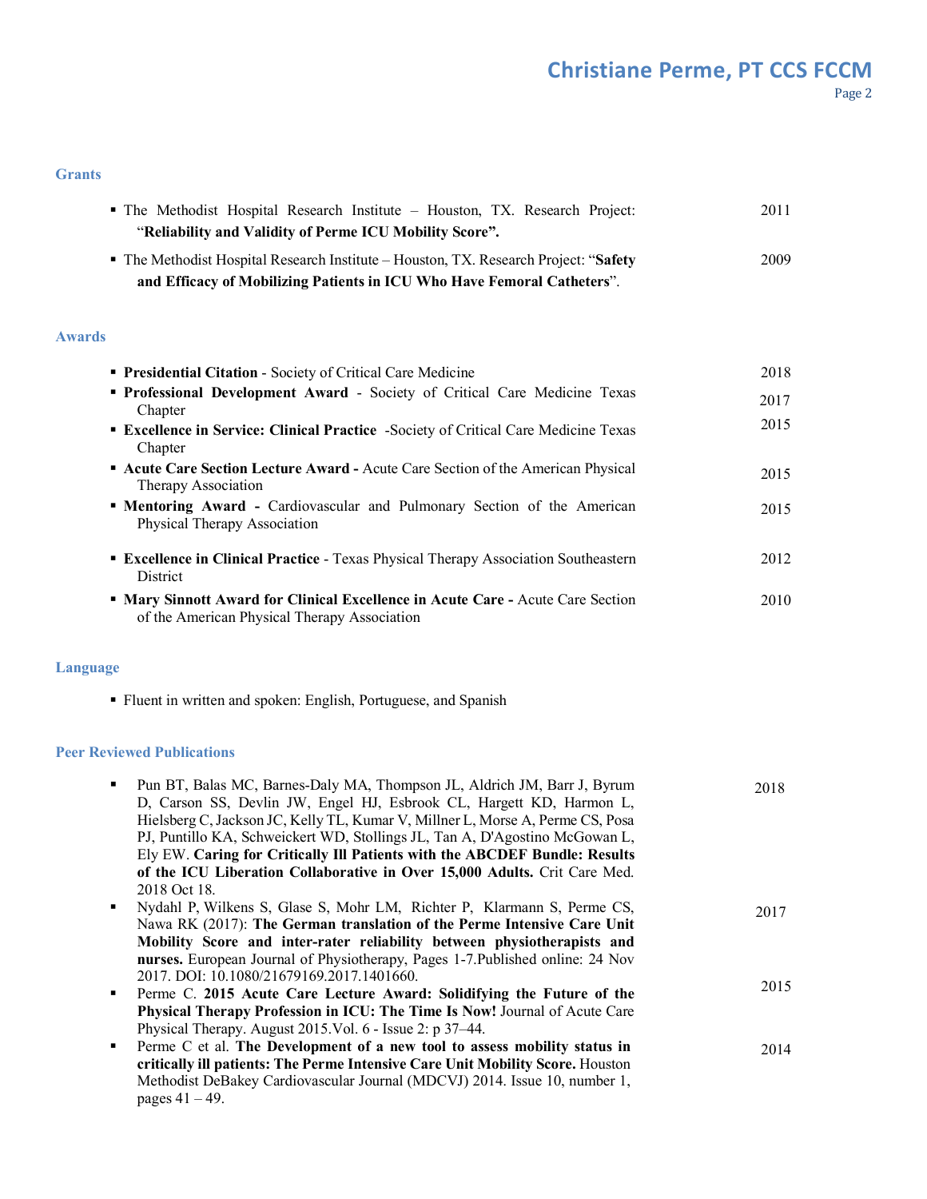## Grants

- The Methodist Hospital Research Institute – Houston, TX. Research Project: "**Reliability and Validity of Perme ICU Mobility Score".** — 2011
- The Methodist Hospital Research Institute – Houston, TX. Research Project: "**Safety and Efficacy of Mobilizing Patients in ICU Who Have Femoral Catheters**". — 2009

## Awards

- **Presidential Citation** - Society of Critical Care Medicine — 2018
- **Professional Development Award** - Society of Critical Care Medicine Texas Chapter — 2017
- **Excellence in Service: Clinical Practice** -Society of Critical Care Medicine Texas Chapter — 2015
- **Acute Care Section Lecture Award -** Acute Care Section of the American Physical Therapy Association — 2015
- **Mentoring Award -** Cardiovascular and Pulmonary Section of the American Physical Therapy Association — 2015
- **Excellence in Clinical Practice** - Texas Physical Therapy Association Southeastern District — 2012
- **Mary Sinnott Award for Clinical Excellence in Acute Care -** Acute Care Section of the American Physical Therapy Association — 2010

## Language

- Fluent in written and spoken: English, Portuguese, and Spanish

## Peer Reviewed Publications

- Pun BT, Balas MC, Barnes-Daly MA, Thompson JL, Aldrich JM, Barr J, Byrum D, Carson SS, Devlin JW, Engel HJ, Esbrook CL, Hargett KD, Harmon L, Hielsberg C, Jackson JC, Kelly TL, Kumar V, Millner L, Morse A, Perme CS, Posa PJ, Puntillo KA, Schweickert WD, Stollings JL, Tan A, D'Agostino McGowan L, Ely EW. **Caring for Critically Ill Patients with the ABCDEF Bundle: Results of the ICU Liberation Collaborative in Over 15,000 Adults.** Crit Care Med. 2018 Oct 18. — 2018
- Nydahl P, Wilkens S, Glase S, Mohr LM, Richter P, Klarmann S, Perme CS, Nawa RK (2017): **The German translation of the Perme Intensive Care Unit Mobility Score and inter-rater reliability between physiotherapists and nurses.** European Journal of Physiotherapy, Pages 1-7.Published online: 24 Nov 2017. DOI: 10.1080/21679169.2017.1401660. — 2017
- Perme C. **2015 Acute Care Lecture Award: Solidifying the Future of the Physical Therapy Profession in ICU: The Time Is Now!** Journal of Acute Care Physical Therapy. August 2015.Vol. 6 - Issue 2: p 37–44. — 2015
- Perme C et al. **The Development of a new tool to assess mobility status in critically ill patients: The Perme Intensive Care Unit Mobility Score.** Houston Methodist DeBakey Cardiovascular Journal (MDCVJ) 2014. Issue 10, number 1, pages 41 – 49. — 2014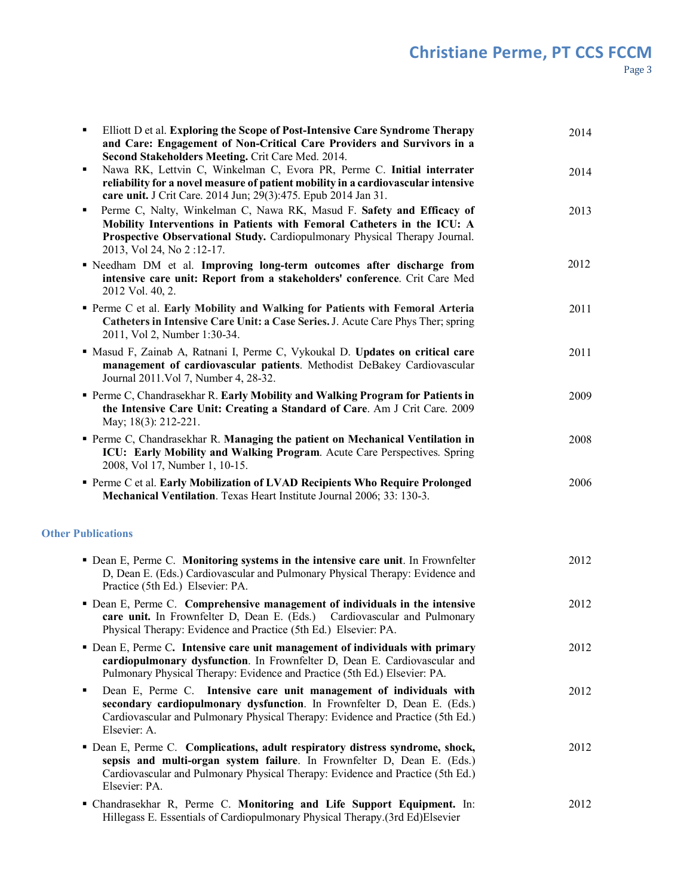- Elliott D et al. **Exploring the Scope of Post-Intensive Care Syndrome Therapy and Care: Engagement of Non-Critical Care Providers and Survivors in a Second Stakeholders Meeting.** Crit Care Med. 2014. — 2014
- Nawa RK, Lettvin C, Winkelman C, Evora PR, Perme C. **Initial interrater reliability for a novel measure of patient mobility in a cardiovascular intensive care unit.** J Crit Care. 2014 Jun; 29(3):475. Epub 2014 Jan 31. — 2014
- Perme C, Nalty, Winkelman C, Nawa RK, Masud F. **Safety and Efficacy of Mobility Interventions in Patients with Femoral Catheters in the ICU: A Prospective Observational Study.** Cardiopulmonary Physical Therapy Journal. 2013, Vol 24, No 2 :12-17. — 2013
- Needham DM et al. **Improving long-term outcomes after discharge from intensive care unit: Report from a stakeholders' conference**. Crit Care Med 2012 Vol. 40, 2. — 2012
- Perme C et al. **Early Mobility and Walking for Patients with Femoral Arteria Catheters in Intensive Care Unit: a Case Series.** J. Acute Care Phys Ther; spring 2011, Vol 2, Number 1:30-34. — 2011
- Masud F, Zainab A, Ratnani I, Perme C, Vykoukal D. **Updates on critical care management of cardiovascular patients**. Methodist DeBakey Cardiovascular Journal 2011.Vol 7, Number 4, 28-32. — 2011
- Perme C, Chandrasekhar R. **Early Mobility and Walking Program for Patients in the Intensive Care Unit: Creating a Standard of Care**. Am J Crit Care. 2009 May; 18(3): 212-221. — 2009
- Perme C, Chandrasekhar R. **Managing the patient on Mechanical Ventilation in ICU: Early Mobility and Walking Program**. Acute Care Perspectives. Spring 2008, Vol 17, Number 1, 10-15. — 2008
- Perme C et al. **Early Mobilization of LVAD Recipients Who Require Prolonged Mechanical Ventilation**. Texas Heart Institute Journal 2006; 33: 130-3. — 2006

### Other Publications

- Dean E, Perme C. **Monitoring systems in the intensive care unit**. In Frownfelter D, Dean E. (Eds.) Cardiovascular and Pulmonary Physical Therapy: Evidence and Practice (5th Ed.) Elsevier: PA. — 2012
- Dean E, Perme C. **Comprehensive management of individuals in the intensive care unit.** In Frownfelter D, Dean E. (Eds.) Cardiovascular and Pulmonary Physical Therapy: Evidence and Practice (5th Ed.) Elsevier: PA. — 2012
- Dean E, Perme C**. Intensive care unit management of individuals with primary cardiopulmonary dysfunction**. In Frownfelter D, Dean E. Cardiovascular and Pulmonary Physical Therapy: Evidence and Practice (5th Ed.) Elsevier: PA. — 2012
- Dean E, Perme C. **Intensive care unit management of individuals with secondary cardiopulmonary dysfunction**. In Frownfelter D, Dean E. (Eds.) Cardiovascular and Pulmonary Physical Therapy: Evidence and Practice (5th Ed.) Elsevier: A. — 2012
- Dean E, Perme C. **Complications, adult respiratory distress syndrome, shock, sepsis and multi-organ system failure**. In Frownfelter D, Dean E. (Eds.) Cardiovascular and Pulmonary Physical Therapy: Evidence and Practice (5th Ed.) Elsevier: PA. — 2012
- Chandrasekhar R, Perme C. **Monitoring and Life Support Equipment.** In: Hillegass E. Essentials of Cardiopulmonary Physical Therapy.(3rd Ed)Elsevier — 2012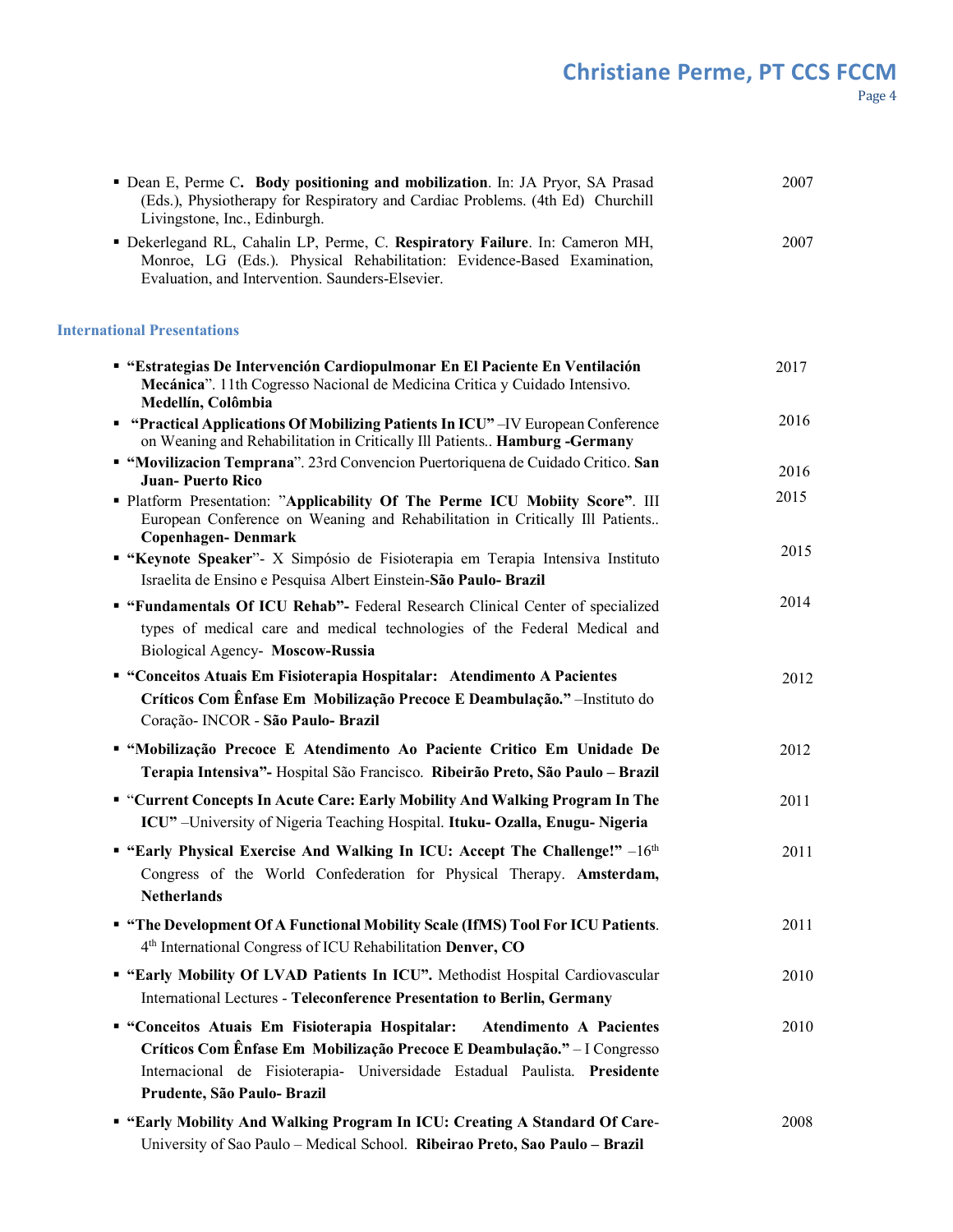- Dean E, Perme C. **Body positioning and mobilization**. In: JA Pryor, SA Prasad (Eds.), Physiotherapy for Respiratory and Cardiac Problems. (4th Ed) Churchill Livingstone, Inc., Edinburgh. — 2007
- Dekerlegand RL, Cahalin LP, Perme, C. **Respiratory Failure**. In: Cameron MH, Monroe, LG (Eds.). Physical Rehabilitation: Evidence-Based Examination, Evaluation, and Intervention. Saunders-Elsevier. — 2007

### International Presentations

- **"Estrategias De Intervención Cardiopulmonar En El Paciente En Ventilación Mecánica**". 11th Cogresso Nacional de Medicina Critica y Cuidado Intensivo. **Medellín, Colômbia** — 2017
- **"Practical Applications Of Mobilizing Patients In ICU"** –IV European Conference on Weaning and Rehabilitation in Critically Ill Patients.. **Hamburg -Germany** — 2016
- **"Movilizacion Temprana**". 23rd Convencion Puertoriquena de Cuidado Critico. **San Juan- Puerto Rico** — 2016
- Platform Presentation: "**Applicability Of The Perme ICU Mobiity Score"**. III European Conference on Weaning and Rehabilitation in Critically Ill Patients.. **Copenhagen- Denmark** — 2015
- **"Keynote Speaker**"- X Simpósio de Fisioterapia em Terapia Intensiva Instituto Israelita de Ensino e Pesquisa Albert Einstein-**São Paulo- Brazil** — 2015
- **"Fundamentals Of ICU Rehab"-** Federal Research Clinical Center of specialized types of medical care and medical technologies of the Federal Medical and Biological Agency- **Moscow-Russia** — 2014
- **"Conceitos Atuais Em Fisioterapia Hospitalar: Atendimento A Pacientes Críticos Com Ênfase Em Mobilização Precoce E Deambulação."** –Instituto do Coração- INCOR - **São Paulo- Brazil** — 2012
- **"Mobilização Precoce E Atendimento Ao Paciente Critico Em Unidade De Terapia Intensiva"-** Hospital São Francisco. **Ribeirão Preto, São Paulo – Brazil** — 2012
- "**Current Concepts In Acute Care: Early Mobility And Walking Program In The ICU"** –University of Nigeria Teaching Hospital. **Ituku- Ozalla, Enugu- Nigeria** — 2011
- **"Early Physical Exercise And Walking In ICU: Accept The Challenge!"** –16th Congress of the World Confederation for Physical Therapy. **Amsterdam, Netherlands** — 2011
- **"The Development Of A Functional Mobility Scale (IfMS) Tool For ICU Patients**. 4th International Congress of ICU Rehabilitation **Denver, CO** — 2011
- **"Early Mobility Of LVAD Patients In ICU".** Methodist Hospital Cardiovascular International Lectures - **Teleconference Presentation to Berlin, Germany** — 2010
- **"Conceitos Atuais Em Fisioterapia Hospitalar: Atendimento A Pacientes Críticos Com Ênfase Em Mobilização Precoce E Deambulação."** – I Congresso Internacional de Fisioterapia- Universidade Estadual Paulista. **Presidente Prudente, São Paulo- Brazil** — 2010
- **"Early Mobility And Walking Program In ICU: Creating A Standard Of Care**- University of Sao Paulo – Medical School. **Ribeirao Preto, Sao Paulo – Brazil** — 2008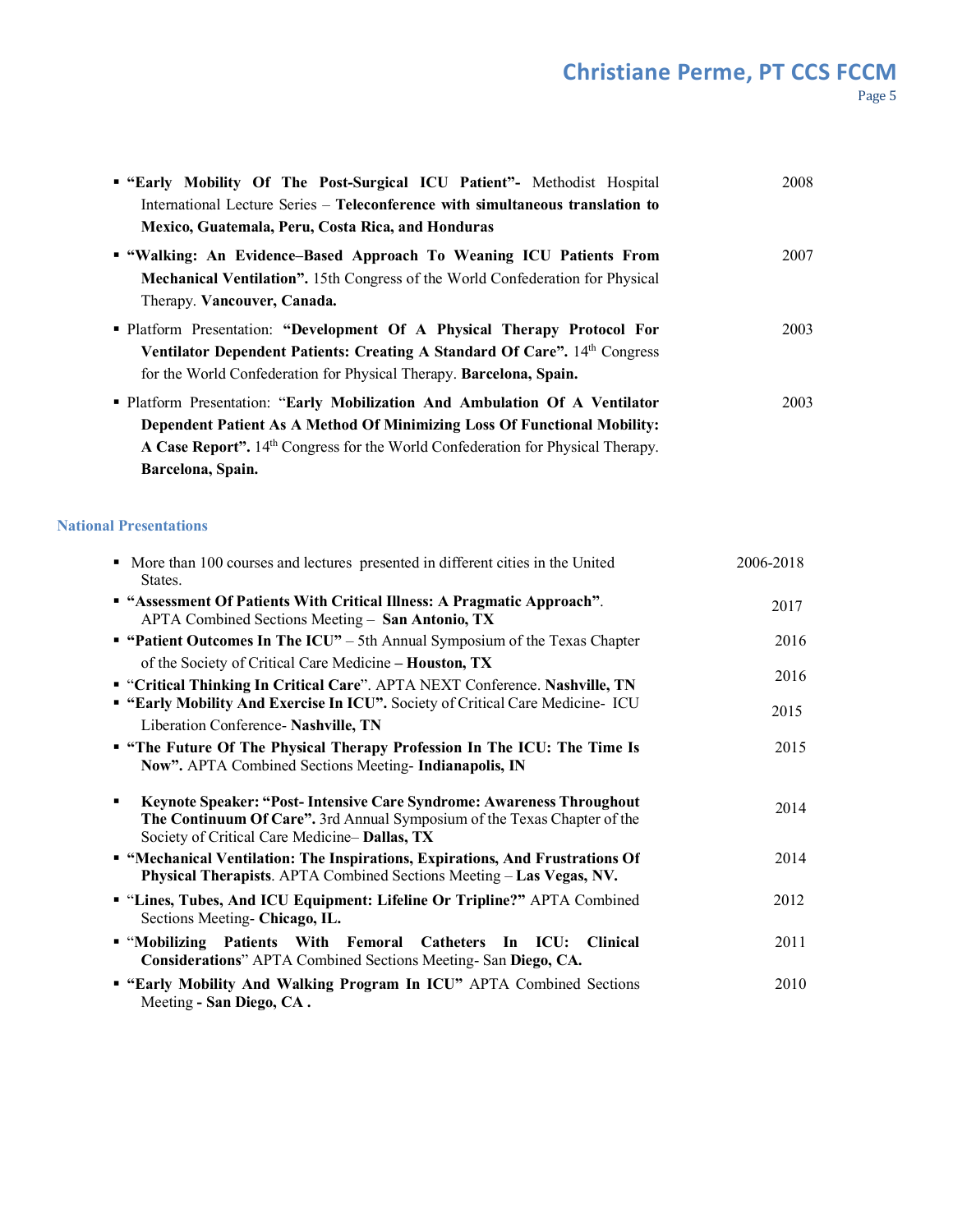- **"Early Mobility Of The Post-Surgical ICU Patient"-** Methodist Hospital International Lecture Series – **Teleconference with simultaneous translation to Mexico, Guatemala, Peru, Costa Rica, and Honduras** — 2008
- **"Walking: An Evidence–Based Approach To Weaning ICU Patients From Mechanical Ventilation".** 15th Congress of the World Confederation for Physical Therapy. **Vancouver, Canada.** — 2007
- Platform Presentation: **"Development Of A Physical Therapy Protocol For Ventilator Dependent Patients: Creating A Standard Of Care".** 14th Congress for the World Confederation for Physical Therapy. **Barcelona, Spain.** — 2003
- Platform Presentation: "**Early Mobilization And Ambulation Of A Ventilator Dependent Patient As A Method Of Minimizing Loss Of Functional Mobility: A Case Report".** 14th Congress for the World Confederation for Physical Therapy. **Barcelona, Spain.** — 2003

### National Presentations

- More than 100 courses and lectures presented in different cities in the United States. — 2006-2018
- **"Assessment Of Patients With Critical Illness: A Pragmatic Approach"**. APTA Combined Sections Meeting – **San Antonio, TX** — 2017
- **"Patient Outcomes In The ICU"** – 5th Annual Symposium of the Texas Chapter of the Society of Critical Care Medicine **– Houston, TX** — 2016
- "**Critical Thinking In Critical Care**". APTA NEXT Conference. **Nashville, TN** — 2016
- **"Early Mobility And Exercise In ICU".** Society of Critical Care Medicine- ICU Liberation Conference- **Nashville, TN** — 2015
- **"The Future Of The Physical Therapy Profession In The ICU: The Time Is Now".** APTA Combined Sections Meeting- **Indianapolis, IN** — 2015
- **Keynote Speaker: "Post- Intensive Care Syndrome: Awareness Throughout The Continuum Of Care".** 3rd Annual Symposium of the Texas Chapter of the Society of Critical Care Medicine– **Dallas, TX** — 2014
- **"Mechanical Ventilation: The Inspirations, Expirations, And Frustrations Of Physical Therapists**. APTA Combined Sections Meeting – **Las Vegas, NV.** — 2014
- "**Lines, Tubes, And ICU Equipment: Lifeline Or Tripline?"** APTA Combined Sections Meeting- **Chicago, IL.** — 2012
- "**Mobilizing Patients With Femoral Catheters In ICU: Clinical Considerations**" APTA Combined Sections Meeting- San **Diego, CA.** — 2011
- **"Early Mobility And Walking Program In ICU"** APTA Combined Sections Meeting **- San Diego, CA .** — 2010